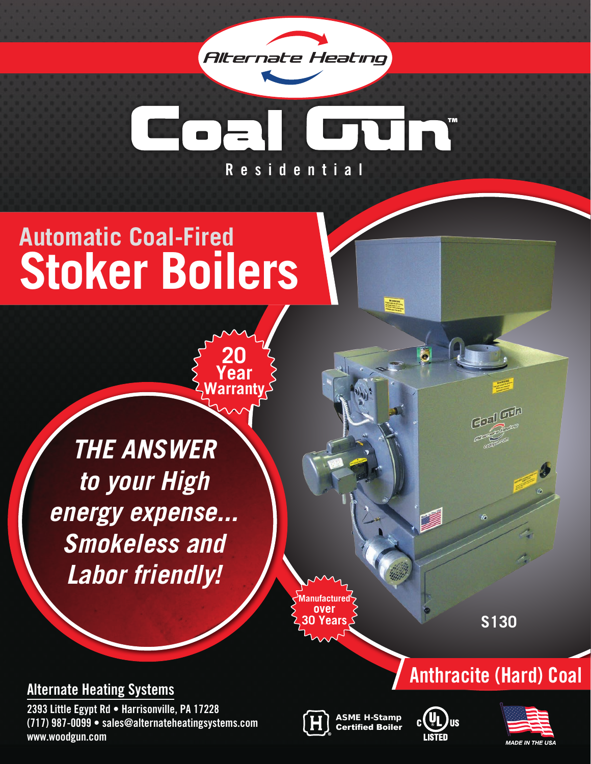Alternate Heating

# Coal Gun™

Residential

## Automatic Coal-Fired
# Stoker Boilers

20 Year Warranty

***THE ANSWER to your High energy expense... Smokeless and Labor friendly!***

Manufactured over 30 Years

S130

## Anthracite (Hard) Coal

**Alternate Heating Systems**

**2393 Little Egypt Rd • Harrisonville, PA 17228**
**(717) 987-0099 • sales@alternateheatingsystems.com**
**www.woodgun.com**

ASME H-Stamp Certified Boiler

c UL us LISTED

MADE IN THE USA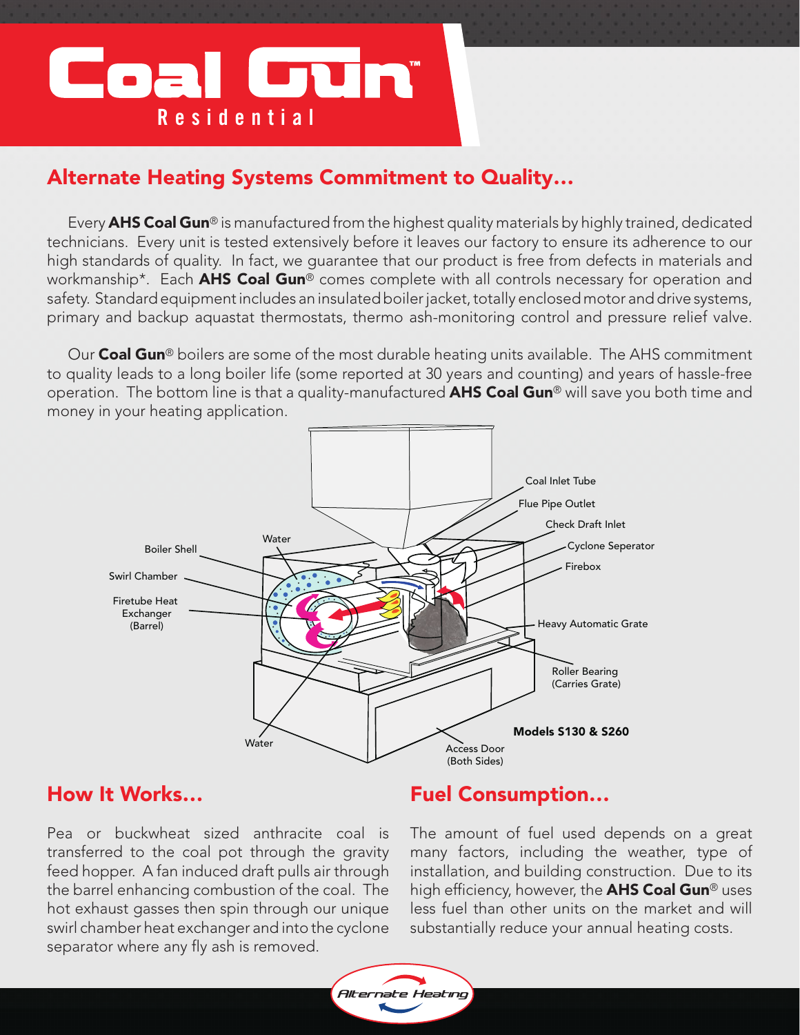# Coal Gun™ Residential

## Alternate Heating Systems Commitment to Quality...

Every **AHS Coal Gun**® is manufactured from the highest quality materials by highly trained, dedicated technicians. Every unit is tested extensively before it leaves our factory to ensure its adherence to our high standards of quality. In fact, we guarantee that our product is free from defects in materials and workmanship*. Each **AHS Coal Gun**® comes complete with all controls necessary for operation and safety. Standard equipment includes an insulated boiler jacket, totally enclosed motor and drive systems, primary and backup aquastat thermostats, thermo ash-monitoring control and pressure relief valve.

Our **Coal Gun**® boilers are some of the most durable heating units available. The AHS commitment to quality leads to a long boiler life (some reported at 30 years and counting) and years of hassle-free operation. The bottom line is that a quality-manufactured **AHS Coal Gun**® will save you both time and money in your heating application.

Coal Inlet Tube
Flue Pipe Outlet
Check Draft Inlet
Cyclone Seperator
Firebox
Heavy Automatic Grate
Roller Bearing (Carries Grate)
Access Door (Both Sides)
Water
Boiler Shell
Swirl Chamber
Firetube Heat Exchanger (Barrel)
Water

**Models S130 & S260**

## How It Works...

Pea or buckwheat sized anthracite coal is transferred to the coal pot through the gravity feed hopper. A fan induced draft pulls air through the barrel enhancing combustion of the coal. The hot exhaust gasses then spin through our unique swirl chamber heat exchanger and into the cyclone separator where any fly ash is removed.

## Fuel Consumption...

The amount of fuel used depends on a great many factors, including the weather, type of installation, and building construction. Due to its high efficiency, however, the **AHS Coal Gun**® uses less fuel than other units on the market and will substantially reduce your annual heating costs.

Alternate Heating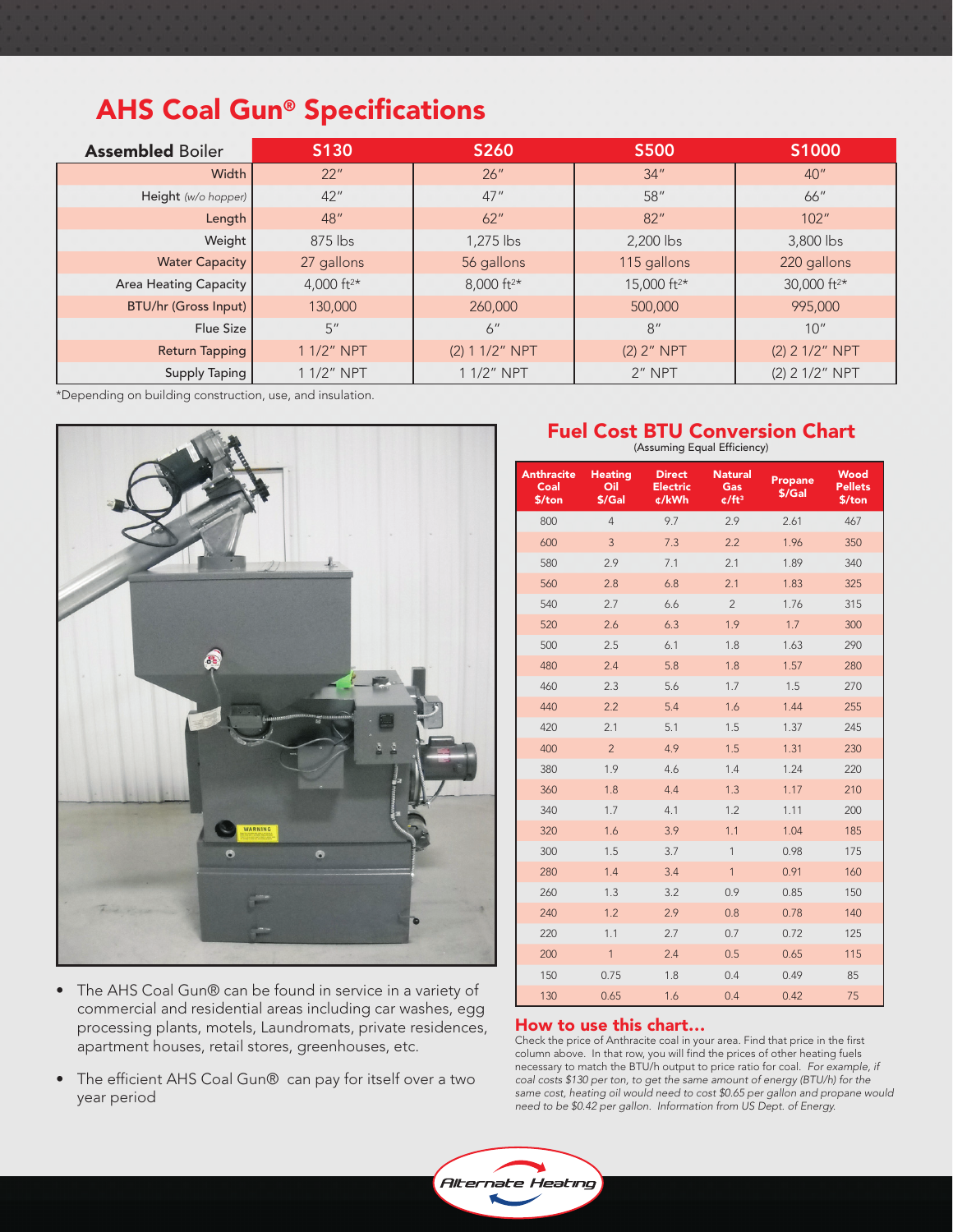# AHS Coal Gun® Specifications

| Assembled Boiler | S130 | S260 | S500 | S1000 |
|---|---|---|---|---|
| Width | 22″ | 26″ | 34″ | 40″ |
| Height *(w/o hopper)* | 42″ | 47″ | 58″ | 66″ |
| Length | 48″ | 62″ | 82″ | 102″ |
| Weight | 875 lbs | 1,275 lbs | 2,200 lbs | 3,800 lbs |
| Water Capacity | 27 gallons | 56 gallons | 115 gallons | 220 gallons |
| Area Heating Capacity | 4,000 ft²* | 8,000 ft²* | 15,000 ft²* | 30,000 ft²* |
| BTU/hr (Gross Input) | 130,000 | 260,000 | 500,000 | 995,000 |
| Flue Size | 5″ | 6″ | 8″ | 10″ |
| Return Tapping | 1 1/2″ NPT | (2) 1 1/2″ NPT | (2) 2″ NPT | (2) 2 1/2″ NPT |
| Supply Taping | 1 1/2″ NPT | 1 1/2″ NPT | 2″ NPT | (2) 2 1/2″ NPT |

*Depending on building construction, use, and insulation.

- The AHS Coal Gun® can be found in service in a variety of commercial and residential areas including car washes, egg processing plants, motels, Laundromats, private residences, apartment houses, retail stores, greenhouses, etc.
- The efficient AHS Coal Gun® can pay for itself over a two year period

## Fuel Cost BTU Conversion Chart

(Assuming Equal Efficiency)

| Anthracite Coal $/ton | Heating Oil $/Gal | Direct Electric ¢/kWh | Natural Gas ¢/ft³ | Propane $/Gal | Wood Pellets $/ton |
|---|---|---|---|---|---|
| 800 | 4 | 9.7 | 2.9 | 2.61 | 467 |
| 600 | 3 | 7.3 | 2.2 | 1.96 | 350 |
| 580 | 2.9 | 7.1 | 2.1 | 1.89 | 340 |
| 560 | 2.8 | 6.8 | 2.1 | 1.83 | 325 |
| 540 | 2.7 | 6.6 | 2 | 1.76 | 315 |
| 520 | 2.6 | 6.3 | 1.9 | 1.7 | 300 |
| 500 | 2.5 | 6.1 | 1.8 | 1.63 | 290 |
| 480 | 2.4 | 5.8 | 1.8 | 1.57 | 280 |
| 460 | 2.3 | 5.6 | 1.7 | 1.5 | 270 |
| 440 | 2.2 | 5.4 | 1.6 | 1.44 | 255 |
| 420 | 2.1 | 5.1 | 1.5 | 1.37 | 245 |
| 400 | 2 | 4.9 | 1.5 | 1.31 | 230 |
| 380 | 1.9 | 4.6 | 1.4 | 1.24 | 220 |
| 360 | 1.8 | 4.4 | 1.3 | 1.17 | 210 |
| 340 | 1.7 | 4.1 | 1.2 | 1.11 | 200 |
| 320 | 1.6 | 3.9 | 1.1 | 1.04 | 185 |
| 300 | 1.5 | 3.7 | 1 | 0.98 | 175 |
| 280 | 1.4 | 3.4 | 1 | 0.91 | 160 |
| 260 | 1.3 | 3.2 | 0.9 | 0.85 | 150 |
| 240 | 1.2 | 2.9 | 0.8 | 0.78 | 140 |
| 220 | 1.1 | 2.7 | 0.7 | 0.72 | 125 |
| 200 | 1 | 2.4 | 0.5 | 0.65 | 115 |
| 150 | 0.75 | 1.8 | 0.4 | 0.49 | 85 |
| 130 | 0.65 | 1.6 | 0.4 | 0.42 | 75 |

### How to use this chart...

Check the price of Anthracite coal in your area. Find that price in the first column above. In that row, you will find the prices of other heating fuels necessary to match the BTU/h output to price ratio for coal. *For example, if coal costs $130 per ton, to get the same amount of energy (BTU/h) for the same cost, heating oil would need to cost $0.65 per gallon and propane would need to be $0.42 per gallon. Information from US Dept. of Energy.*

Alternate Heating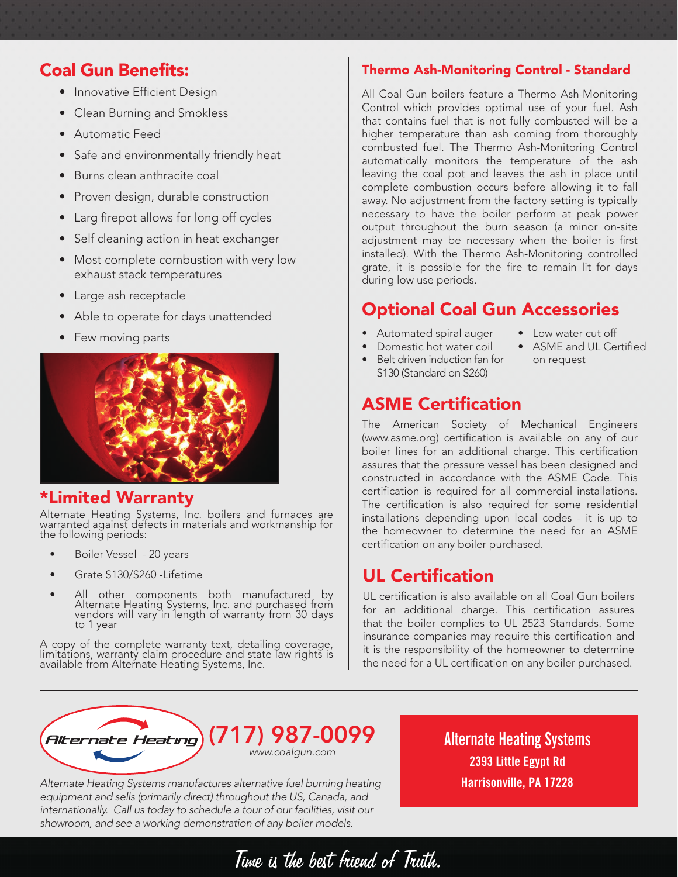## Coal Gun Benefits:

- Innovative Efficient Design
- Clean Burning and Smokless
- Automatic Feed
- Safe and environmentally friendly heat
- Burns clean anthracite coal
- Proven design, durable construction
- Larg firepot allows for long off cycles
- Self cleaning action in heat exchanger
- Most complete combustion with very low exhaust stack temperatures
- Large ash receptacle
- Able to operate for days unattended
- Few moving parts

## *Limited Warranty

Alternate Heating Systems, Inc. boilers and furnaces are warranted against defects in materials and workmanship for the following periods:

- Boiler Vessel - 20 years
- Grate S130/S260 -Lifetime
- All other components both manufactured by Alternate Heating Systems, Inc. and purchased from vendors will vary in length of warranty from 30 days to 1 year

A copy of the complete warranty text, detailing coverage, limitations, warranty claim procedure and state law rights is available from Alternate Heating Systems, Inc.

### Thermo Ash-Monitoring Control - Standard

All Coal Gun boilers feature a Thermo Ash-Monitoring Control which provides optimal use of your fuel. Ash that contains fuel that is not fully combusted will be a higher temperature than ash coming from thoroughly combusted fuel. The Thermo Ash-Monitoring Control automatically monitors the temperature of the ash leaving the coal pot and leaves the ash in place until complete combustion occurs before allowing it to fall away. No adjustment from the factory setting is typically necessary to have the boiler perform at peak power output throughout the burn season (a minor on-site adjustment may be necessary when the boiler is first installed). With the Thermo Ash-Monitoring controlled grate, it is possible for the fire to remain lit for days during low use periods.

## Optional Coal Gun Accessories

- Automated spiral auger
- Domestic hot water coil
- Belt driven induction fan for S130 (Standard on S260)
- Low water cut off
- ASME and UL Certified on request

## ASME Certification

The American Society of Mechanical Engineers (www.asme.org) certification is available on any of our boiler lines for an additional charge. This certification assures that the pressure vessel has been designed and constructed in accordance with the ASME Code. This certification is required for all commercial installations. The certification is also required for some residential installations depending upon local codes - it is up to the homeowner to determine the need for an ASME certification on any boiler purchased.

## UL Certification

UL certification is also available on all Coal Gun boilers for an additional charge. This certification assures that the boiler complies to UL 2523 Standards. Some insurance companies may require this certification and it is the responsibility of the homeowner to determine the need for a UL certification on any boiler purchased.

---

Alternate Heating

**(717) 987-0099**
*www.coalgun.com*

*Alternate Heating Systems manufactures alternative fuel burning heating equipment and sells (primarily direct) throughout the US, Canada, and internationally. Call us today to schedule a tour of our facilities, visit our showroom, and see a working demonstration of any boiler models.*

**Alternate Heating Systems**
**2393 Little Egypt Rd**
**Harrisonville, PA 17228**

*Time is the best friend of Truth.*